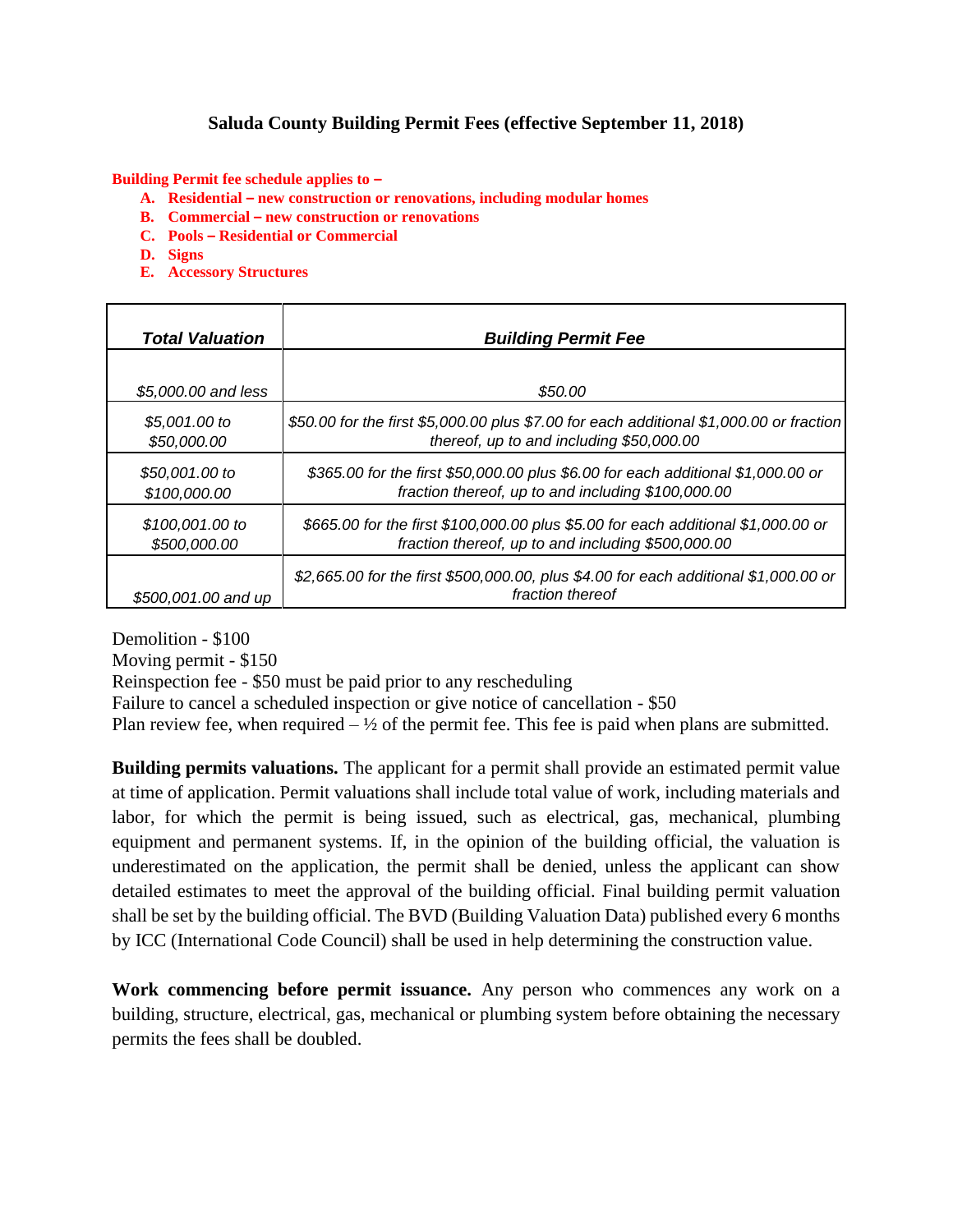# Saluda County Building Permit Fees (effective September 11, 2018)

**Building Permit fee schedule applies to –**

- **A. Residential – new construction or renovations, including modular homes**
- **B. Commercial – new construction or renovations**
- **C. Pools – Residential or Commercial**
- **D. Signs**
- **E. Accessory Structures**

| ***Total Valuation*** | ***Building Permit Fee*** |
|---|---|
| *$5,000.00 and less* | *$50.00* |
| *$5,001.00 to $50,000.00* | *$50.00 for the first $5,000.00 plus $7.00 for each additional $1,000.00 or fraction thereof, up to and including $50,000.00* |
| *$50,001.00 to $100,000.00* | *$365.00 for the first $50,000.00 plus $6.00 for each additional $1,000.00 or fraction thereof, up to and including $100,000.00* |
| *$100,001.00 to $500,000.00* | *$665.00 for the first $100,000.00 plus $5.00 for each additional $1,000.00 or fraction thereof, up to and including $500,000.00* |
| *$500,001.00 and up* | *$2,665.00 for the first $500,000.00, plus $4.00 for each additional $1,000.00 or fraction thereof* |

Demolition - $100
Moving permit - $150
Reinspection fee - $50 must be paid prior to any rescheduling
Failure to cancel a scheduled inspection or give notice of cancellation - $50
Plan review fee, when required – ½ of the permit fee. This fee is paid when plans are submitted.

**Building permits valuations.** The applicant for a permit shall provide an estimated permit value at time of application. Permit valuations shall include total value of work, including materials and labor, for which the permit is being issued, such as electrical, gas, mechanical, plumbing equipment and permanent systems. If, in the opinion of the building official, the valuation is underestimated on the application, the permit shall be denied, unless the applicant can show detailed estimates to meet the approval of the building official. Final building permit valuation shall be set by the building official. The BVD (Building Valuation Data) published every 6 months by ICC (International Code Council) shall be used in help determining the construction value.

**Work commencing before permit issuance.** Any person who commences any work on a building, structure, electrical, gas, mechanical or plumbing system before obtaining the necessary permits the fees shall be doubled.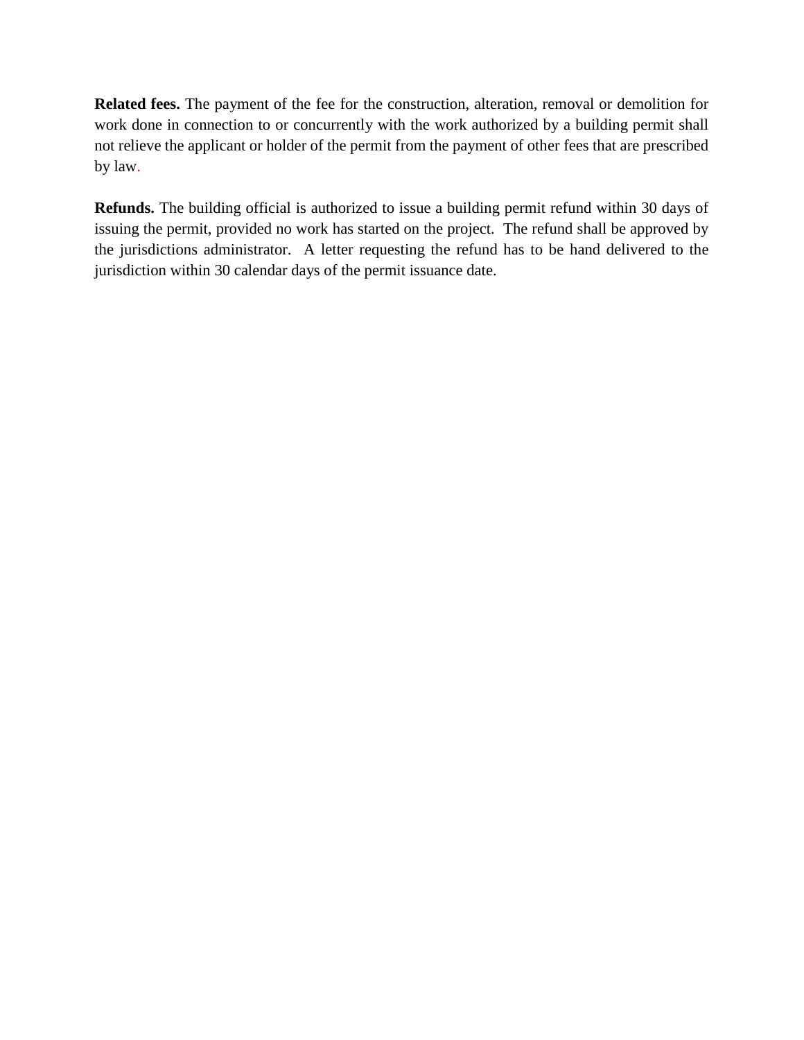**Related fees.** The payment of the fee for the construction, alteration, removal or demolition for work done in connection to or concurrently with the work authorized by a building permit shall not relieve the applicant or holder of the permit from the payment of other fees that are prescribed by law.

**Refunds.** The building official is authorized to issue a building permit refund within 30 days of issuing the permit, provided no work has started on the project. The refund shall be approved by the jurisdictions administrator. A letter requesting the refund has to be hand delivered to the jurisdiction within 30 calendar days of the permit issuance date.